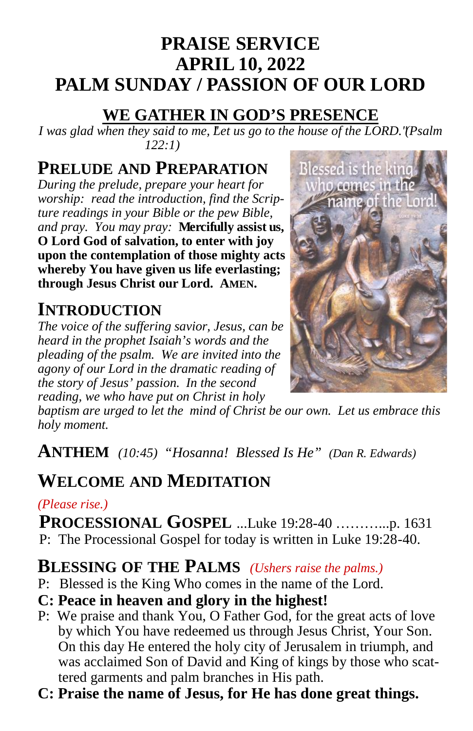# PRAISE SERVICE
# APRIL 10, 2022
# PALM SUNDAY / PASSION OF OUR LORD

## WE GATHER IN GOD'S PRESENCE

*I was glad when they said to me, "Let us go to the house of the LORD."(Psalm 122:1)*

### PRELUDE AND PREPARATION

*During the prelude, prepare your heart for worship: read the introduction, find the Scripture readings in your Bible or the pew Bible, and pray. You may pray:* **Mercifully assist us, O Lord God of salvation, to enter with joy upon the contemplation of those mighty acts whereby You have given us life everlasting; through Jesus Christ our Lord. AMEN.**

### INTRODUCTION

*The voice of the suffering savior, Jesus, can be heard in the prophet Isaiah's words and the pleading of the psalm. We are invited into the agony of our Lord in the dramatic reading of the story of Jesus' passion. In the second reading, we who have put on Christ in holy baptism are urged to let the mind of Christ be our own. Let us embrace this holy moment.*

### ANTHEM *(10:45) "Hosanna! Blessed Is He" (Dan R. Edwards)*

### WELCOME AND MEDITATION

*(Please rise.)*

**PROCESSIONAL GOSPEL** ...Luke 19:28-40 ………...p. 1631

P: The Processional Gospel for today is written in Luke 19:28-40.

### BLESSING OF THE PALMS *(Ushers raise the palms.)*

P: Blessed is the King Who comes in the name of the Lord.

**C: Peace in heaven and glory in the highest!**

P: We praise and thank You, O Father God, for the great acts of love by which You have redeemed us through Jesus Christ, Your Son. On this day He entered the holy city of Jerusalem in triumph, and was acclaimed Son of David and King of kings by those who scattered garments and palm branches in His path.

**C: Praise the name of Jesus, for He has done great things.**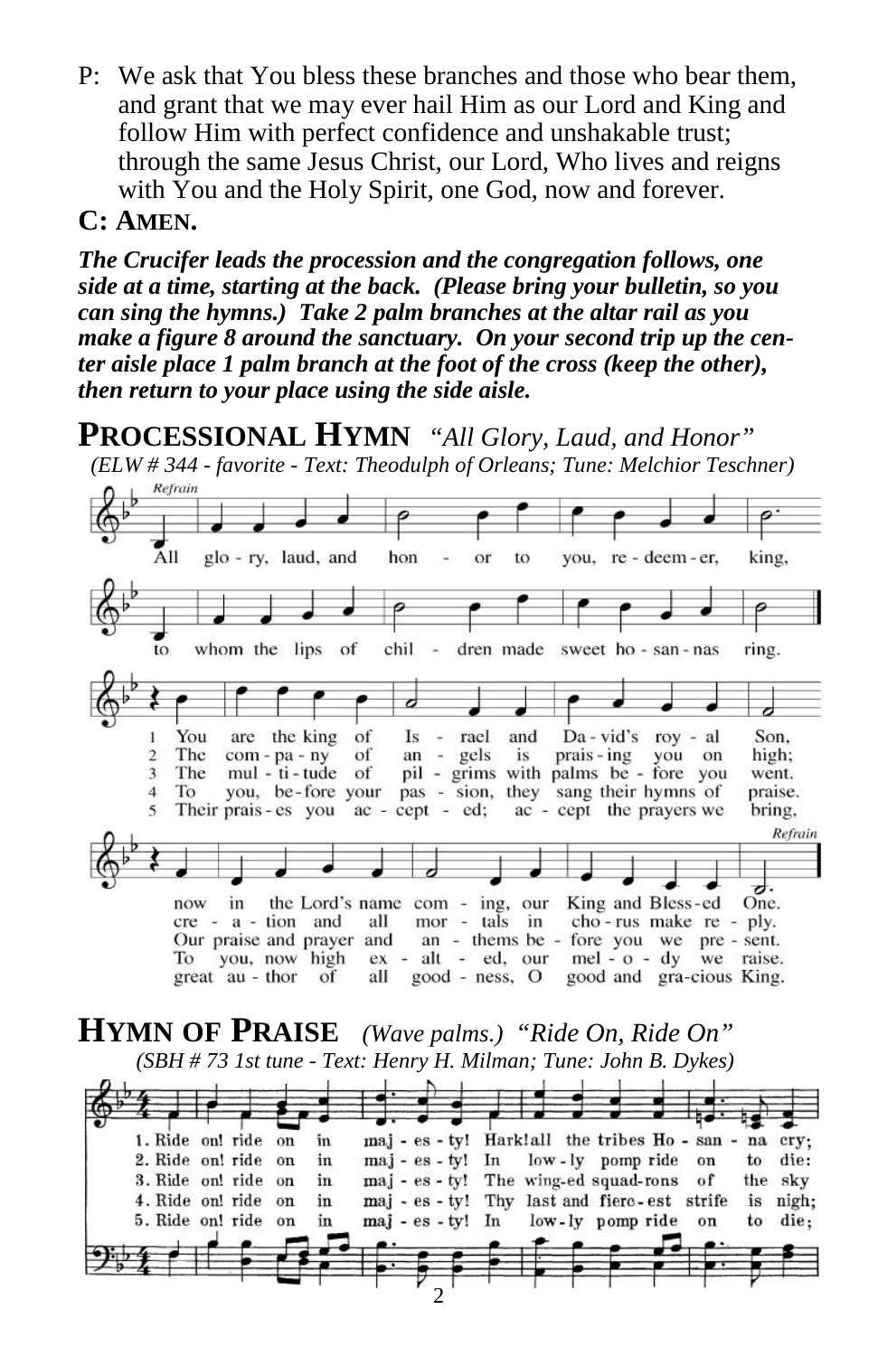P: We ask that You bless these branches and those who bear them, and grant that we may ever hail Him as our Lord and King and follow Him with perfect confidence and unshakable trust; through the same Jesus Christ, our Lord, Who lives and reigns with You and the Holy Spirit, one God, now and forever.

**C: AMEN.**

***The Crucifer leads the procession and the congregation follows, one side at a time, starting at the back. (Please bring your bulletin, so you can sing the hymns.) Take 2 palm branches at the altar rail as you make a figure 8 around the sanctuary. On your second trip up the center aisle place 1 palm branch at the foot of the cross (keep the other), then return to your place using the side aisle.***

## PROCESSIONAL HYMN *"All Glory, Laud, and Honor"*

*(ELW # 344 - favorite - Text: Theodulph of Orleans; Tune: Melchior Teschner)*

Refrain

All glo - ry, laud, and hon - or to you, re - deem - er, king,
to whom the lips of chil - dren made sweet ho - san - nas ring.

1 You are the king of Is - rael and Da - vid's roy - al Son, now in the Lord's name com - ing, our King and Bless - ed One.
2 The com - pa - ny of an - gels is prais - ing you on high; cre - a - tion and all mor - tals in cho - rus make re - ply.
3 The mul - ti - tude of pil - grims with palms be - fore you went. Our praise and prayer and an - thems be - fore you we pre - sent.
4 To you, be - fore your pas - sion, they sang their hymns of praise. To you, now high ex - alt - ed, our mel - o - dy we raise.
5 Their prais - es you ac - cept - ed; ac - cept the prayers we bring, great au - thor of all good - ness, O good and gra - cious King.

Refrain

## HYMN OF PRAISE *(Wave palms.) "Ride On, Ride On"*

*(SBH # 73 1st tune - Text: Henry H. Milman; Tune: John B. Dykes)*

1. Ride on! ride on in maj - es - ty! Hark! all the tribes Ho - san - na cry;
2. Ride on! ride on in maj - es - ty! In low - ly pomp ride on to die:
3. Ride on! ride on in maj - es - ty! The wing-ed squad-rons of the sky
4. Ride on! ride on in maj - es - ty! Thy last and fierc - est strife is nigh;
5. Ride on! ride on in maj - es - ty! In low - ly pomp ride on to die;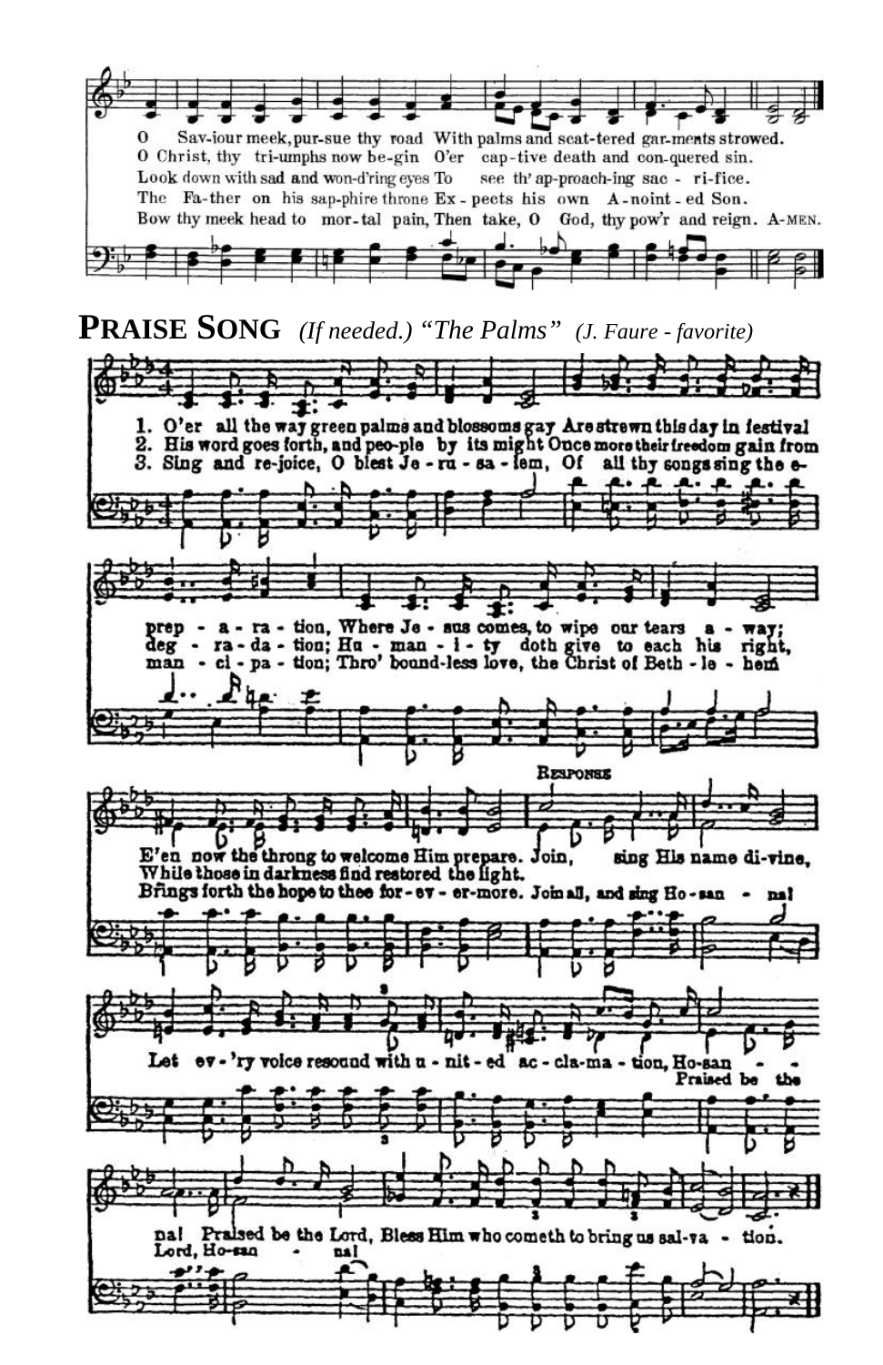O Sav-iour meek, pur-sue thy road With palms and scat-tered gar-ments strowed.
O Christ, thy tri-umphs now be-gin O'er cap-tive death and con-quered sin.
Look down with sad and won-d'ring eyes To see th' ap-proach-ing sac - ri-fice.
The Fa-ther on his sap-phire throne Ex - pects his own A - noint - ed Son.
Bow thy meek head to mor-tal pain, Then take, O God, thy pow'r and reign. A-MEN.

## PRAISE SONG *(If needed.) "The Palms" (J. Faure - favorite)*

1. O'er all the way green palms and blossoms gay Are strewn this day in festival prep - a - ra - tion, Where Je - sus comes, to wipe our tears a - way; E'en now the throng to welcome Him prepare.
2. His word goes forth, and peo-ple by its might Once more their freedom gain from deg - ra - da - tion; Hu - man - i - ty doth give to each his right, While those in darkness find restored the light.
3. Sing and re-joice, O blest Je - ru - sa - lem, Of all thy songs sing the e-man - ci - pa - tion; Thro' bound-less love, the Christ of Beth - le - hem Brings forth the hope to thee for - ev - er-more.

RESPONSE

Join, sing His name di-vine, Let ev - 'ry voice resound with u - nit - ed ac - cla-ma - tion, Ho-san - na! Praised be the Lord, Bless Him who cometh to bring us sal-va - tion.

Join all, and sing Ho - san - na! Praised be the Lord, Ho-san - na!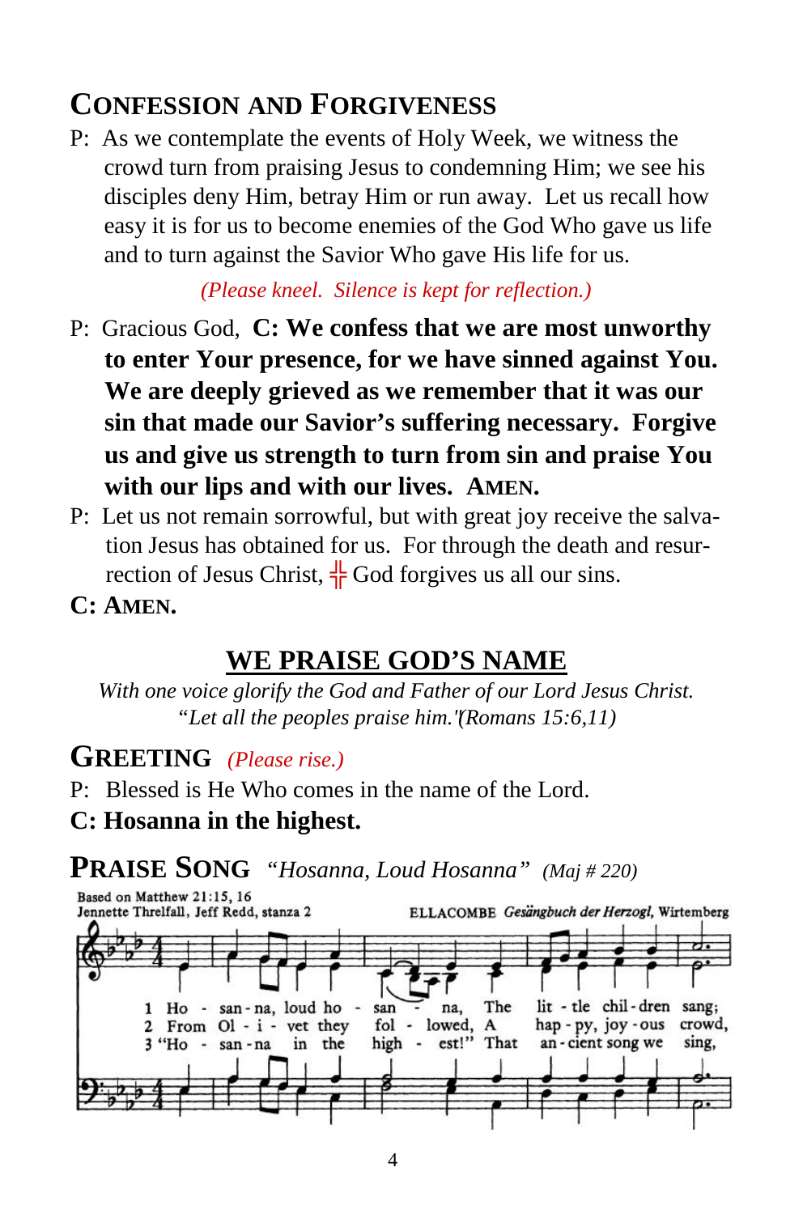## Confession and Forgiveness

P: As we contemplate the events of Holy Week, we witness the crowd turn from praising Jesus to condemning Him; we see his disciples deny Him, betray Him or run away. Let us recall how easy it is for us to become enemies of the God Who gave us life and to turn against the Savior Who gave His life for us.

*(Please kneel. Silence is kept for reflection.)*

P: Gracious God, **C: We confess that we are most unworthy to enter Your presence, for we have sinned against You. We are deeply grieved as we remember that it was our sin that made our Savior's suffering necessary. Forgive us and give us strength to turn from sin and praise You with our lips and with our lives. AMEN.**

P: Let us not remain sorrowful, but with great joy receive the salvation Jesus has obtained for us. For through the death and resurrection of Jesus Christ, ╬ God forgives us all our sins.

**C: AMEN.**

## WE PRAISE GOD'S NAME

*With one voice glorify the God and Father of our Lord Jesus Christ. "Let all the peoples praise him."(Romans 15:6,11)*

## Greeting *(Please rise.)*

P: Blessed is He Who comes in the name of the Lord.

**C: Hosanna in the highest.**

## Praise Song *"Hosanna, Loud Hosanna" (Maj # 220)*

Based on Matthew 21:15, 16
Jennette Threlfall, Jeff Redd, stanza 2

ELLACOMBE *Gesängbuch der Herzogl,* Wirtemberg

1 Ho - san - na, loud ho - san - na, The lit - tle chil - dren sang;
2 From Ol - i - vet they fol - lowed, A hap - py, joy - ous crowd,
3 "Ho - san - na in the high - est!" That an - cient song we sing,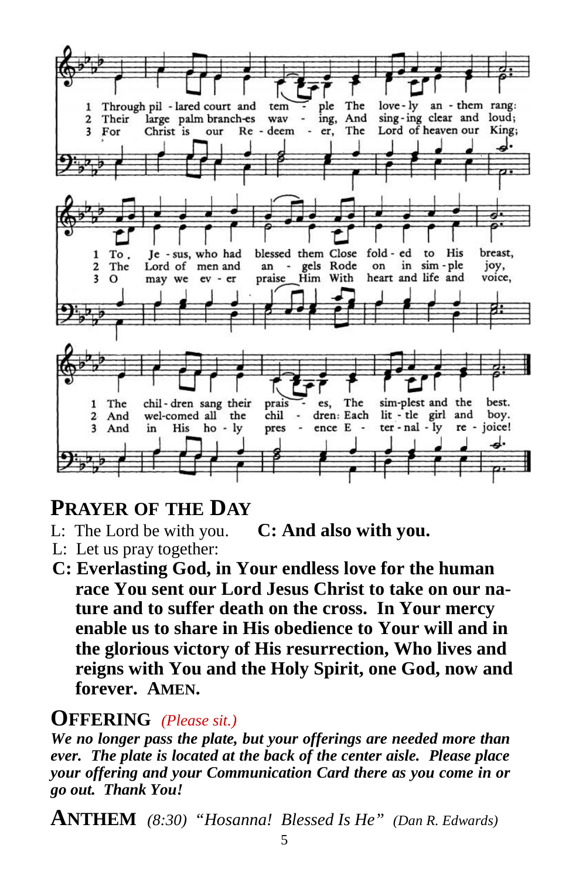1 Through pil - lared court and tem - ple The love - ly an - them rang:
2 Their large palm branch-es wav - ing, And sing - ing clear and loud;
3 For Christ is our Re - deem - er, The Lord of heaven our King;

1 To Je - sus, who had blessed them Close fold - ed to His breast,
2 The Lord of men and an - gels Rode on in sim - ple joy,
3 O may we ev - er praise Him With heart and life and voice,

1 The chil - dren sang their prais - es, The sim-plest and the best.
2 And wel-comed all the chil - dren: Each lit - tle girl and boy.
3 And in His ho - ly pres - ence E - ter - nal - ly re - joice!

## PRAYER OF THE DAY

L: The Lord be with you. **C: And also with you.**

L: Let us pray together:

**C: Everlasting God, in Your endless love for the human race You sent our Lord Jesus Christ to take on our nature and to suffer death on the cross. In Your mercy enable us to share in His obedience to Your will and in the glorious victory of His resurrection, Who lives and reigns with You and the Holy Spirit, one God, now and forever. AMEN.**

## OFFERING *(Please sit.)*

***We no longer pass the plate, but your offerings are needed more than ever. The plate is located at the back of the center aisle. Please place your offering and your Communication Card there as you come in or go out. Thank You!***

## ANTHEM *(8:30) "Hosanna! Blessed Is He" (Dan R. Edwards)*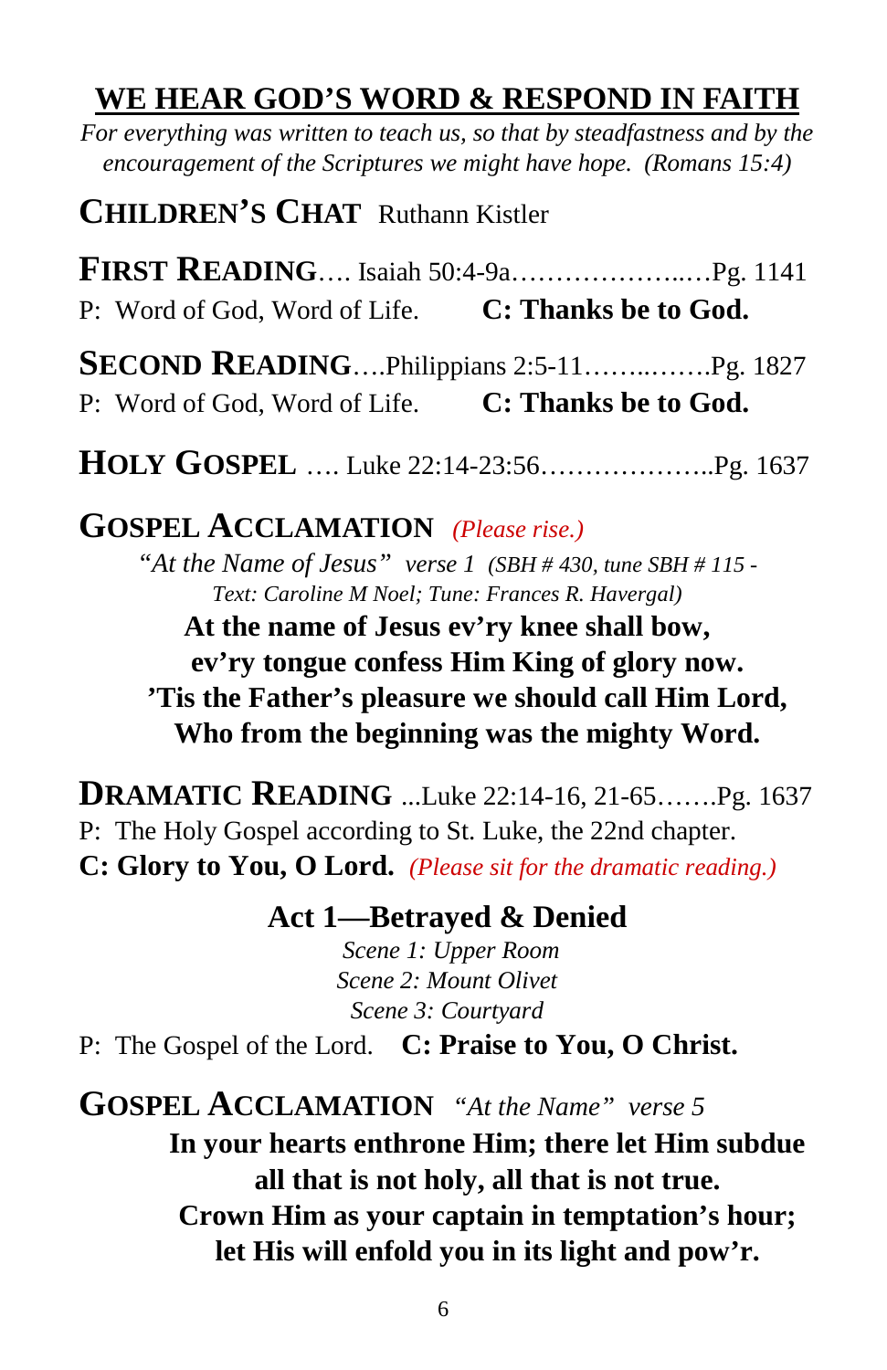## WE HEAR GOD'S WORD & RESPOND IN FAITH

*For everything was written to teach us, so that by steadfastness and by the encouragement of the Scriptures we might have hope. (Romans 15:4)*

### CHILDREN'S CHAT Ruthann Kistler

### FIRST READING…. Isaiah 50:4-9a………………..…Pg. 1141

P: Word of God, Word of Life. **C: Thanks be to God.**

### SECOND READING….Philippians 2:5-11……..…….Pg. 1827

P: Word of God, Word of Life. **C: Thanks be to God.**

### HOLY GOSPEL …. Luke 22:14-23:56………………..Pg. 1637

### GOSPEL ACCLAMATION *(Please rise.)*

*"At the Name of Jesus" verse 1 (SBH # 430, tune SBH # 115 - Text: Caroline M Noel; Tune: Frances R. Havergal)*

**At the name of Jesus ev'ry knee shall bow,**
**ev'ry tongue confess Him King of glory now.**
**'Tis the Father's pleasure we should call Him Lord,**
**Who from the beginning was the mighty Word.**

### DRAMATIC READING ...Luke 22:14-16, 21-65…….Pg. 1637

P: The Holy Gospel according to St. Luke, the 22nd chapter.
**C: Glory to You, O Lord.** *(Please sit for the dramatic reading.)*

#### Act 1—Betrayed & Denied

*Scene 1: Upper Room*
*Scene 2: Mount Olivet*
*Scene 3: Courtyard*

P: The Gospel of the Lord. **C: Praise to You, O Christ.**

### GOSPEL ACCLAMATION *"At the Name" verse 5*

**In your hearts enthrone Him; there let Him subdue**
**all that is not holy, all that is not true.**
**Crown Him as your captain in temptation's hour;**
**let His will enfold you in its light and pow'r.**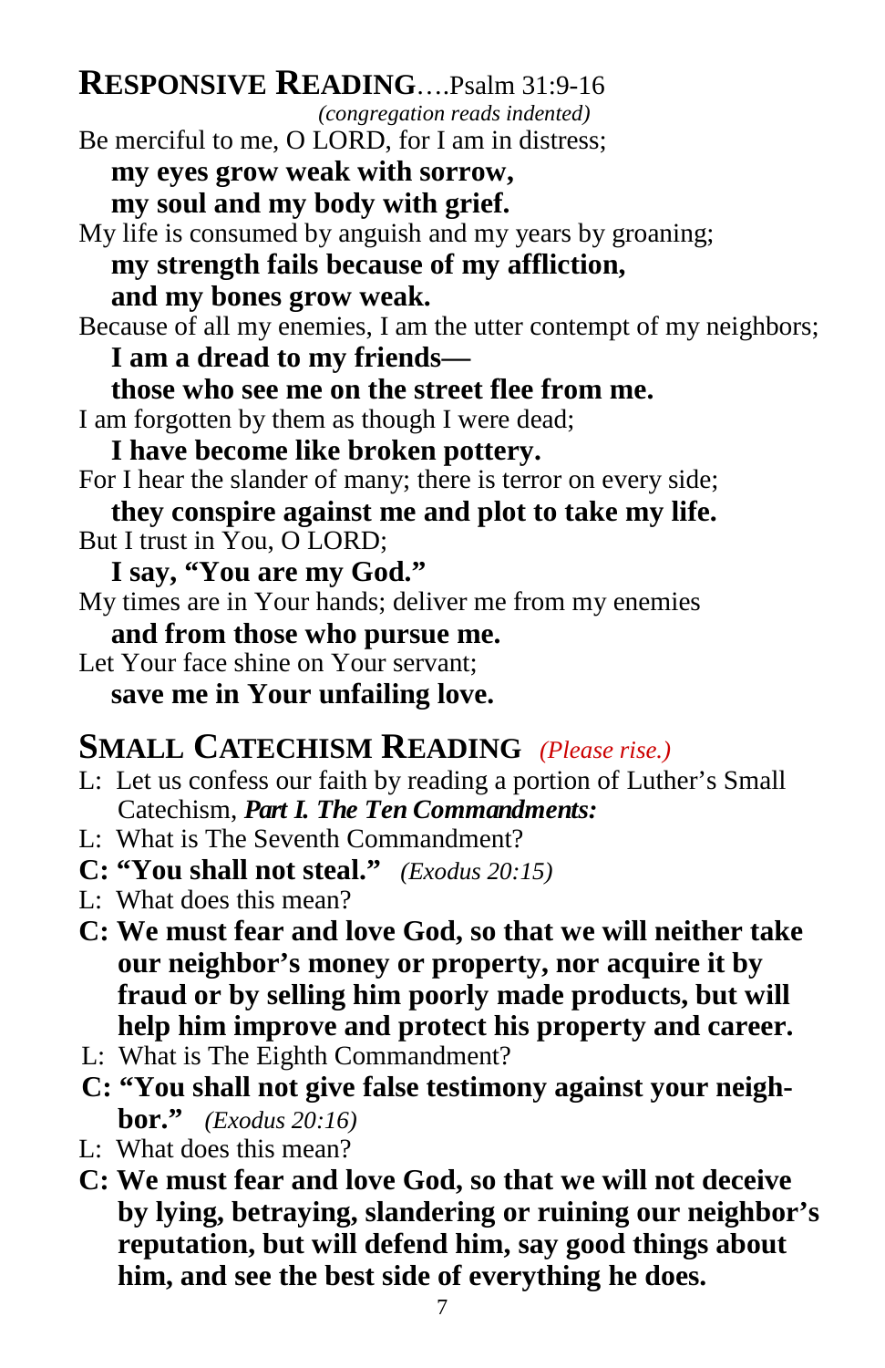## RESPONSIVE READING….Psalm 31:9-16

*(congregation reads indented)*

Be merciful to me, O LORD, for I am in distress;

**my eyes grow weak with sorrow,**
**my soul and my body with grief.**

My life is consumed by anguish and my years by groaning;

**my strength fails because of my affliction,**
**and my bones grow weak.**

Because of all my enemies, I am the utter contempt of my neighbors;

**I am a dread to my friends—**
**those who see me on the street flee from me.**

I am forgotten by them as though I were dead;

**I have become like broken pottery.**

For I hear the slander of many; there is terror on every side;

**they conspire against me and plot to take my life.**

But I trust in You, O LORD;

**I say, "You are my God."**

My times are in Your hands; deliver me from my enemies

**and from those who pursue me.**

Let Your face shine on Your servant;

**save me in Your unfailing love.**

## SMALL CATECHISM READING *(Please rise.)*

L: Let us confess our faith by reading a portion of Luther's Small Catechism, ***Part I. The Ten Commandments:***

L: What is The Seventh Commandment?

**C: "You shall not steal."** *(Exodus 20:15)*

L: What does this mean?

**C: We must fear and love God, so that we will neither take our neighbor's money or property, nor acquire it by fraud or by selling him poorly made products, but will help him improve and protect his property and career.**

L: What is The Eighth Commandment?

**C: "You shall not give false testimony against your neighbor."** *(Exodus 20:16)*

L: What does this mean?

**C: We must fear and love God, so that we will not deceive by lying, betraying, slandering or ruining our neighbor's reputation, but will defend him, say good things about him, and see the best side of everything he does.**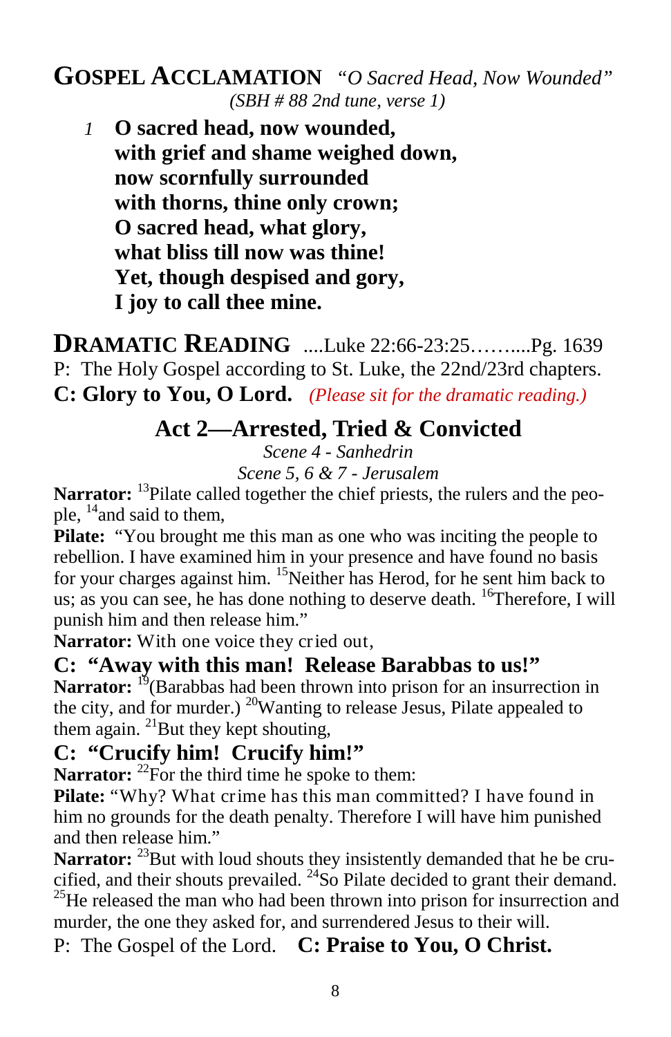## GOSPEL ACCLAMATION *"O Sacred Head, Now Wounded"*

*(SBH # 88 2nd tune, verse 1)*

*1* **O sacred head, now wounded,**
**with grief and shame weighed down,**
**now scornfully surrounded**
**with thorns, thine only crown;**
**O sacred head, what glory,**
**what bliss till now was thine!**
**Yet, though despised and gory,**
**I joy to call thee mine.**

## DRAMATIC READING ....Luke 22:66-23:25……....Pg. 1639

P: The Holy Gospel according to St. Luke, the 22nd/23rd chapters.

**C: Glory to You, O Lord.** *(Please sit for the dramatic reading.)*

### Act 2—Arrested, Tried & Convicted

*Scene 4 - Sanhedrin*

*Scene 5, 6 & 7 - Jerusalem*

**Narrator:** [13]Pilate called together the chief priests, the rulers and the people, [14]and said to them,

**Pilate:** "You brought me this man as one who was inciting the people to rebellion. I have examined him in your presence and have found no basis for your charges against him. [15]Neither has Herod, for he sent him back to us; as you can see, he has done nothing to deserve death. [16]Therefore, I will punish him and then release him."

**Narrator:** With one voice they cried out,

**C: "Away with this man! Release Barabbas to us!"**

**Narrator:** [19](Barabbas had been thrown into prison for an insurrection in the city, and for murder.) [20]Wanting to release Jesus, Pilate appealed to them again. [21]But they kept shouting,

**C: "Crucify him! Crucify him!"**

**Narrator:** [22]For the third time he spoke to them:

**Pilate:** "Why? What crime has this man committed? I have found in him no grounds for the death penalty. Therefore I will have him punished and then release him."

**Narrator:** [23]But with loud shouts they insistently demanded that he be crucified, and their shouts prevailed. [24]So Pilate decided to grant their demand. [25]He released the man who had been thrown into prison for insurrection and murder, the one they asked for, and surrendered Jesus to their will.

P: The Gospel of the Lord. **C: Praise to You, O Christ.**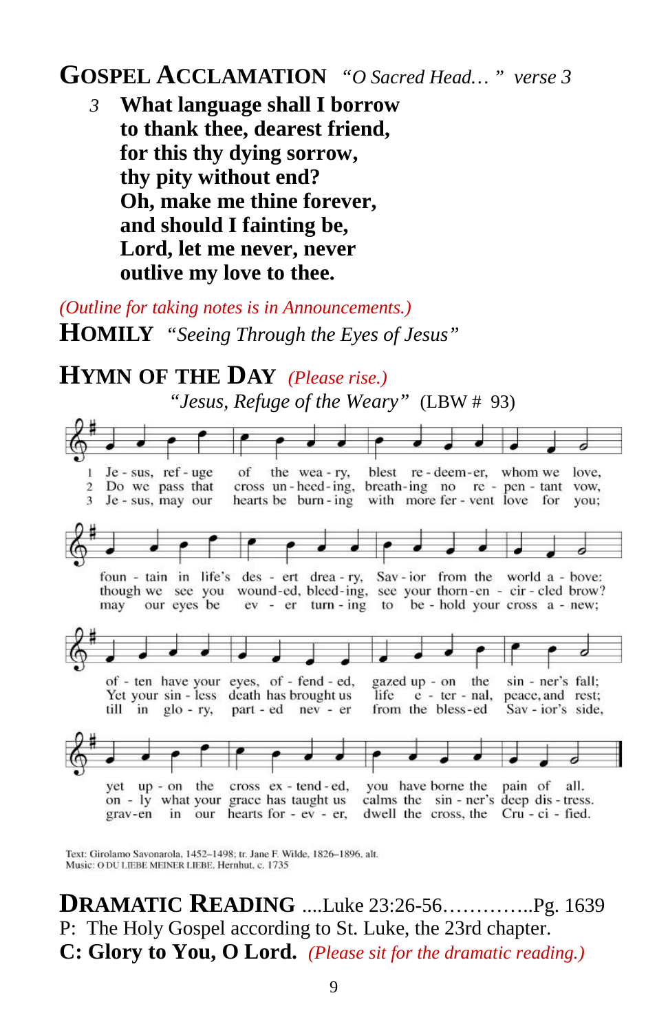## GOSPEL ACCLAMATION *"O Sacred Head… " verse 3*

*3* **What language shall I borrow**
**to thank thee, dearest friend,**
**for this thy dying sorrow,**
**thy pity without end?**
**Oh, make me thine forever,**
**and should I fainting be,**
**Lord, let me never, never**
**outlive my love to thee.**

*(Outline for taking notes is in Announcements.)*

## HOMILY *"Seeing Through the Eyes of Jesus"*

## HYMN OF THE DAY *(Please rise.)*

*"Jesus, Refuge of the Weary"* (LBW # 93)

1 Je - sus, ref - uge of the wea - ry, blest re - deem - er, whom we love, foun - tain in life's des - ert drea - ry, Sav - ior from the world a - bove: of - ten have your eyes, of - fend - ed, gazed up - on the sin - ner's fall; yet up - on the cross ex - tend - ed, you have borne the pain of all.

2 Do we pass that cross un - heed - ing, breath - ing no re - pen - tant vow, though we see you wound - ed, bleed - ing, see your thorn - en - cir - cled brow? Yet your sin - less death has brought us life e - ter - nal, peace, and rest; on - ly what your grace has taught us calms the sin - ner's deep dis - tress.

3 Je - sus, may our hearts be burn - ing with more fer - vent love for you; may our eyes be ev - er turn - ing to be - hold your cross a - new; till in glo - ry, part - ed nev - er from the bless - ed Sav - ior's side, grav - en in our hearts for - ev - er, dwell the cross, the Cru - ci - fied.

Text: Girolamo Savonarola, 1452–1498; tr. Jane F. Wilde, 1826–1896, alt.
Music: O DU LIEBE MEINER LIEBE, Hernhut, c. 1735

## DRAMATIC READING ....Luke 23:26-56…………..Pg. 1639

P: The Holy Gospel according to St. Luke, the 23rd chapter.

**C: Glory to You, O Lord.** *(Please sit for the dramatic reading.)*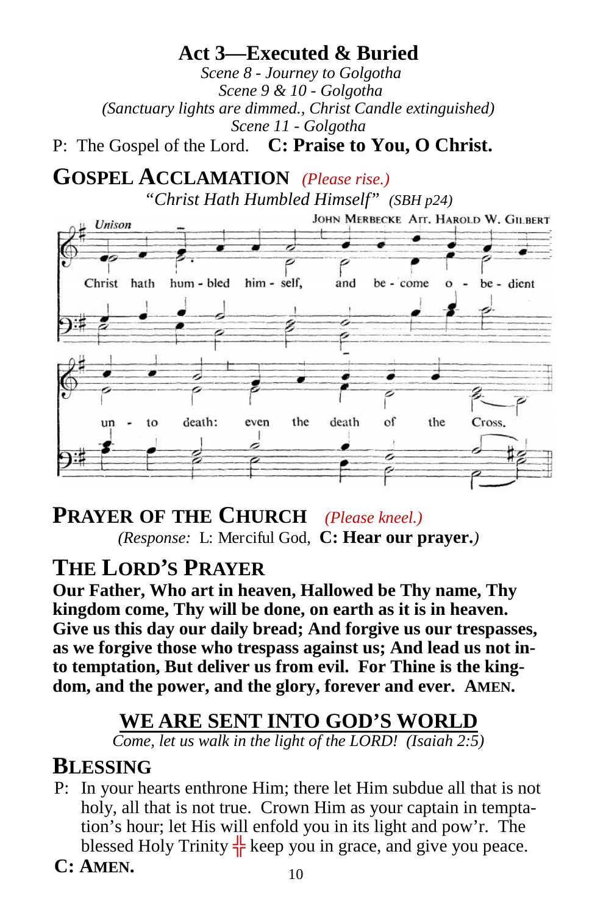## Act 3—Executed & Buried

*Scene 8 - Journey to Golgotha*
*Scene 9 & 10 - Golgotha*
*(Sanctuary lights are dimmed., Christ Candle extinguished)*
*Scene 11 - Golgotha*

P: The Gospel of the Lord. **C: Praise to You, O Christ.**

## GOSPEL ACCLAMATION *(Please rise.)*

*"Christ Hath Humbled Himself"* *(SBH p24)*

Unison — JOHN MERBECKE Arr. HAROLD W. GILBERT

Christ hath hum-bled him-self, and be-come o-be-dient un-to death: even the death of the Cross.

## PRAYER OF THE CHURCH *(Please kneel.)*

*(Response:* L: Merciful God, **C: Hear our prayer.***)*

## THE LORD'S PRAYER

**Our Father, Who art in heaven, Hallowed be Thy name, Thy kingdom come, Thy will be done, on earth as it is in heaven. Give us this day our daily bread; And forgive us our trespasses, as we forgive those who trespass against us; And lead us not into temptation, But deliver us from evil. For Thine is the kingdom, and the power, and the glory, forever and ever. AMEN.**

## WE ARE SENT INTO GOD'S WORLD

*Come, let us walk in the light of the LORD! (Isaiah 2:5)*

## BLESSING

P: In your hearts enthrone Him; there let Him subdue all that is not holy, all that is not true. Crown Him as your captain in temptation's hour; let His will enfold you in its light and pow'r. The blessed Holy Trinity ╬ keep you in grace, and give you peace.

**C: AMEN.**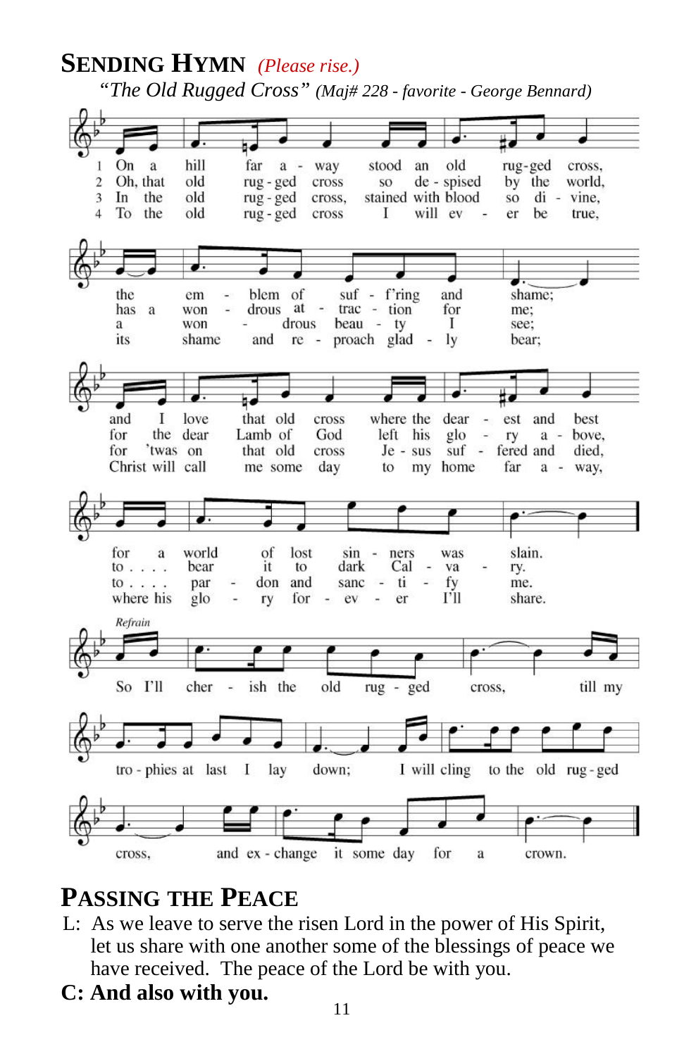## SENDING HYMN *(Please rise.)*

*"The Old Rugged Cross"* *(Maj# 228 - favorite - George Bennard)*

1 On a hill far away stood an old rugged cross, the emblem of suff'ring and shame; and I love that old cross where the dearest and best for a world of lost sinners was slain.

2 Oh, that old rugged cross so despised by the world, has a wondrous attraction for me; for the dear Lamb of God left his glory above, to bear it to dark Calvary.

3 In the old rugged cross, stained with blood so divine, a wondrous beauty I see; for 'twas on that old cross Jesus suffered and died, to pardon and sanctify me.

4 To the old rugged cross I will ever be true, its shame and reproach gladly bear; Christ will call me some day to my home far away, where his glory forever I'll share.

*Refrain*

So I'll cherish the old rugged cross, till my trophies at last I lay down; I will cling to the old rugged cross, and exchange it some day for a crown.

## PASSING THE PEACE

L: As we leave to serve the risen Lord in the power of His Spirit, let us share with one another some of the blessings of peace we have received. The peace of the Lord be with you.

**C: And also with you.**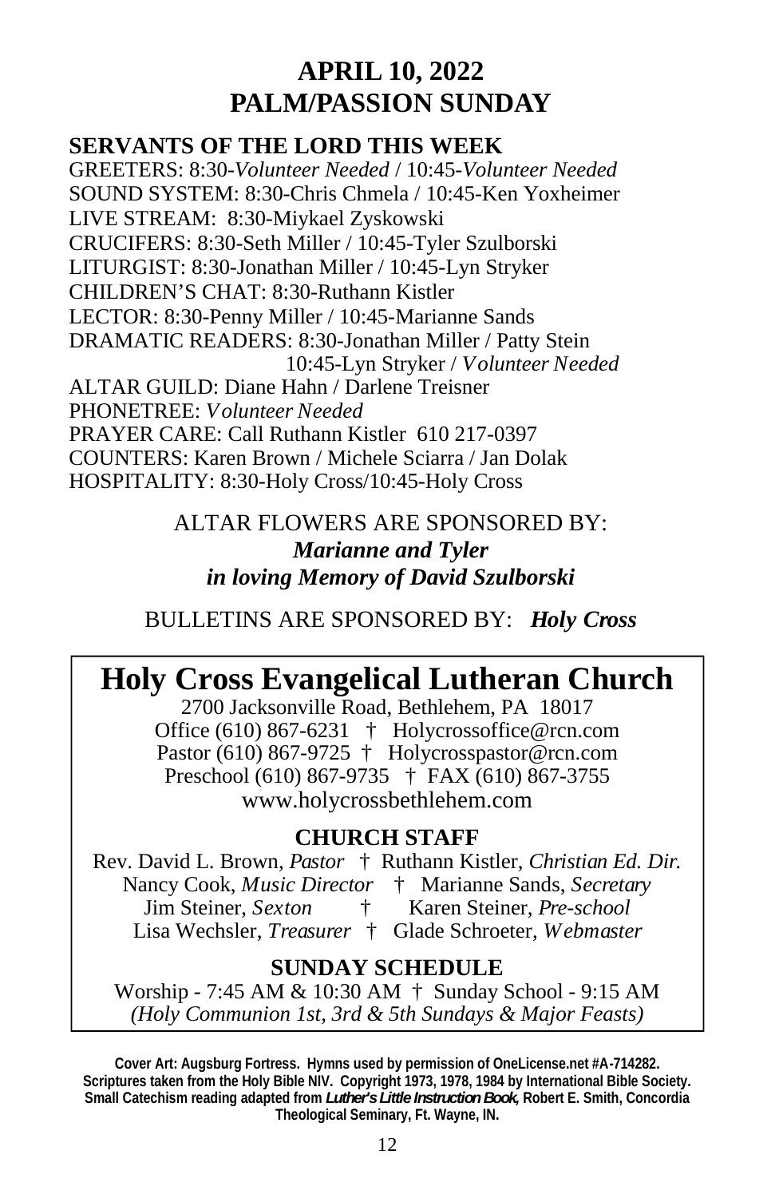# APRIL 10, 2022
# PALM/PASSION SUNDAY

## SERVANTS OF THE LORD THIS WEEK

GREETERS: 8:30-*Volunteer Needed* / 10:45-*Volunteer Needed*
SOUND SYSTEM: 8:30-Chris Chmela / 10:45-Ken Yoxheimer
LIVE STREAM: 8:30-Miykael Zyskowski
CRUCIFERS: 8:30-Seth Miller / 10:45-Tyler Szulborski
LITURGIST: 8:30-Jonathan Miller / 10:45-Lyn Stryker
CHILDREN'S CHAT: 8:30-Ruthann Kistler
LECTOR: 8:30-Penny Miller / 10:45-Marianne Sands
DRAMATIC READERS: 8:30-Jonathan Miller / Patty Stein
10:45-Lyn Stryker / *Volunteer Needed*
ALTAR GUILD: Diane Hahn / Darlene Treisner
PHONETREE: *Volunteer Needed*
PRAYER CARE: Call Ruthann Kistler 610 217-0397
COUNTERS: Karen Brown / Michele Sciarra / Jan Dolak
HOSPITALITY: 8:30-Holy Cross/10:45-Holy Cross

ALTAR FLOWERS ARE SPONSORED BY:
***Marianne and Tyler***
***in loving Memory of David Szulborski***

BULLETINS ARE SPONSORED BY: ***Holy Cross***

# Holy Cross Evangelical Lutheran Church

2700 Jacksonville Road, Bethlehem, PA 18017
Office (610) 867-6231 † Holycrossoffice@rcn.com
Pastor (610) 867-9725 † Holycrosspastor@rcn.com
Preschool (610) 867-9735 † FAX (610) 867-3755
www.holycrossbethlehem.com

### CHURCH STAFF

Rev. David L. Brown, *Pastor* † Ruthann Kistler, *Christian Ed. Dir.*
Nancy Cook, *Music Director* † Marianne Sands, *Secretary*
Jim Steiner, *Sexton* † Karen Steiner, *Pre-school*
Lisa Wechsler, *Treasurer* † Glade Schroeter, *Webmaster*

### SUNDAY SCHEDULE

Worship - 7:45 AM & 10:30 AM † Sunday School - 9:15 AM
*(Holy Communion 1st, 3rd & 5th Sundays & Major Feasts)*

**Cover Art: Augsburg Fortress. Hymns used by permission of OneLicense.net #A-714282. Scriptures taken from the Holy Bible NIV. Copyright 1973, 1978, 1984 by International Bible Society. Small Catechism reading adapted from *Luther's Little Instruction Book,* Robert E. Smith, Concordia Theological Seminary, Ft. Wayne, IN.**